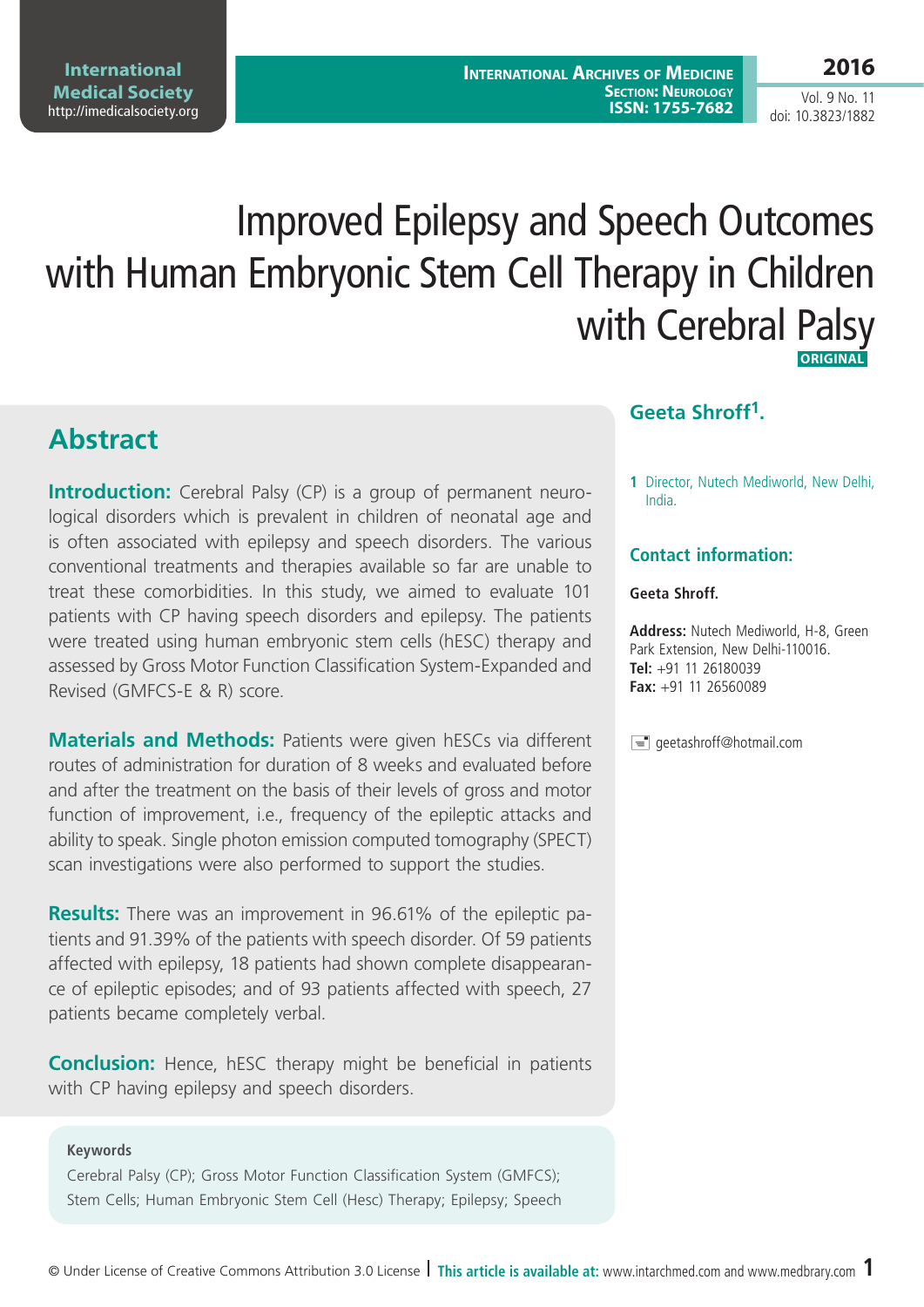# Improved Epilepsy and Speech Outcomes with Human Embryonic Stem Cell Therapy in Children with Cerebral Palsy

ORIGINAL

## Geeta Shroff[1].

1 Director, Nutech Mediworld, New Delhi, India.

### Contact information:

**Geeta Shroff.**

**Address:** Nutech Mediworld, H-8, Green Park Extension, New Delhi-110016.
**Tel:** +91 11 26180039
**Fax:** +91 11 26560089

geetashroff@hotmail.com

## Abstract

**Introduction:** Cerebral Palsy (CP) is a group of permanent neurological disorders which is prevalent in children of neonatal age and is often associated with epilepsy and speech disorders. The various conventional treatments and therapies available so far are unable to treat these comorbidities. In this study, we aimed to evaluate 101 patients with CP having speech disorders and epilepsy. The patients were treated using human embryonic stem cells (hESC) therapy and assessed by Gross Motor Function Classification System-Expanded and Revised (GMFCS-E & R) score.

**Materials and Methods:** Patients were given hESCs via different routes of administration for duration of 8 weeks and evaluated before and after the treatment on the basis of their levels of gross and motor function of improvement, i.e., frequency of the epileptic attacks and ability to speak. Single photon emission computed tomography (SPECT) scan investigations were also performed to support the studies.

**Results:** There was an improvement in 96.61% of the epileptic patients and 91.39% of the patients with speech disorder. Of 59 patients affected with epilepsy, 18 patients had shown complete disappearance of epileptic episodes; and of 93 patients affected with speech, 27 patients became completely verbal.

**Conclusion:** Hence, hESC therapy might be beneficial in patients with CP having epilepsy and speech disorders.

**Keywords**

Cerebral Palsy (CP); Gross Motor Function Classification System (GMFCS); Stem Cells; Human Embryonic Stem Cell (Hesc) Therapy; Epilepsy; Speech

© Under License of Creative Commons Attribution 3.0 License | **This article is available at:** www.intarchmed.com and www.medbrary.com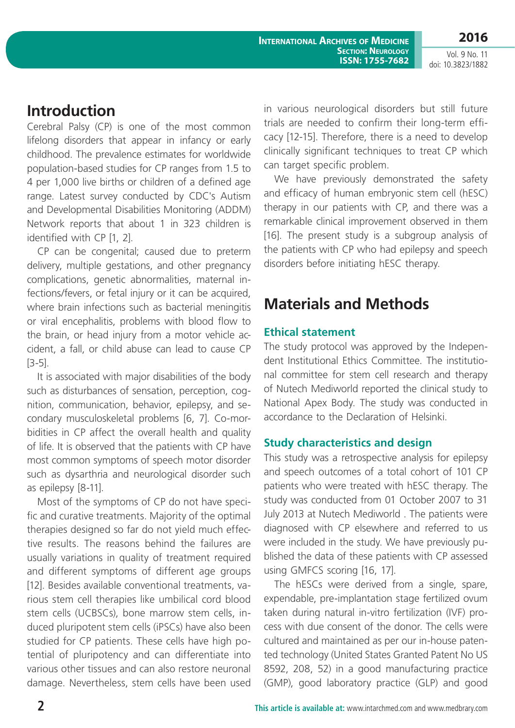## Introduction

Cerebral Palsy (CP) is one of the most common lifelong disorders that appear in infancy or early childhood. The prevalence estimates for worldwide population-based studies for CP ranges from 1.5 to 4 per 1,000 live births or children of a defined age range. Latest survey conducted by CDC's Autism and Developmental Disabilities Monitoring (ADDM) Network reports that about 1 in 323 children is identified with CP [1, 2].

CP can be congenital; caused due to preterm delivery, multiple gestations, and other pregnancy complications, genetic abnormalities, maternal infections/fevers, or fetal injury or it can be acquired, where brain infections such as bacterial meningitis or viral encephalitis, problems with blood flow to the brain, or head injury from a motor vehicle accident, a fall, or child abuse can lead to cause CP [3-5].

It is associated with major disabilities of the body such as disturbances of sensation, perception, cognition, communication, behavior, epilepsy, and secondary musculoskeletal problems [6, 7]. Co-morbidities in CP affect the overall health and quality of life. It is observed that the patients with CP have most common symptoms of speech motor disorder such as dysarthria and neurological disorder such as epilepsy [8-11].

Most of the symptoms of CP do not have specific and curative treatments. Majority of the optimal therapies designed so far do not yield much effective results. The reasons behind the failures are usually variations in quality of treatment required and different symptoms of different age groups [12]. Besides available conventional treatments, various stem cell therapies like umbilical cord blood stem cells (UCBSCs), bone marrow stem cells, induced pluripotent stem cells (iPSCs) have also been studied for CP patients. These cells have high potential of pluripotency and can differentiate into various other tissues and can also restore neuronal damage. Nevertheless, stem cells have been used in various neurological disorders but still future trials are needed to confirm their long-term efficacy [12-15]. Therefore, there is a need to develop clinically significant techniques to treat CP which can target specific problem.

We have previously demonstrated the safety and efficacy of human embryonic stem cell (hESC) therapy in our patients with CP, and there was a remarkable clinical improvement observed in them [16]. The present study is a subgroup analysis of the patients with CP who had epilepsy and speech disorders before initiating hESC therapy.

## Materials and Methods

### Ethical statement

The study protocol was approved by the Independent Institutional Ethics Committee. The institutional committee for stem cell research and therapy of Nutech Mediworld reported the clinical study to National Apex Body. The study was conducted in accordance to the Declaration of Helsinki.

### Study characteristics and design

This study was a retrospective analysis for epilepsy and speech outcomes of a total cohort of 101 CP patients who were treated with hESC therapy. The study was conducted from 01 October 2007 to 31 July 2013 at Nutech Mediworld . The patients were diagnosed with CP elsewhere and referred to us were included in the study. We have previously published the data of these patients with CP assessed using GMFCS scoring [16, 17].

The hESCs were derived from a single, spare, expendable, pre-implantation stage fertilized ovum taken during natural in-vitro fertilization (IVF) process with due consent of the donor. The cells were cultured and maintained as per our in-house patented technology (United States Granted Patent No US 8592, 208, 52) in a good manufacturing practice (GMP), good laboratory practice (GLP) and good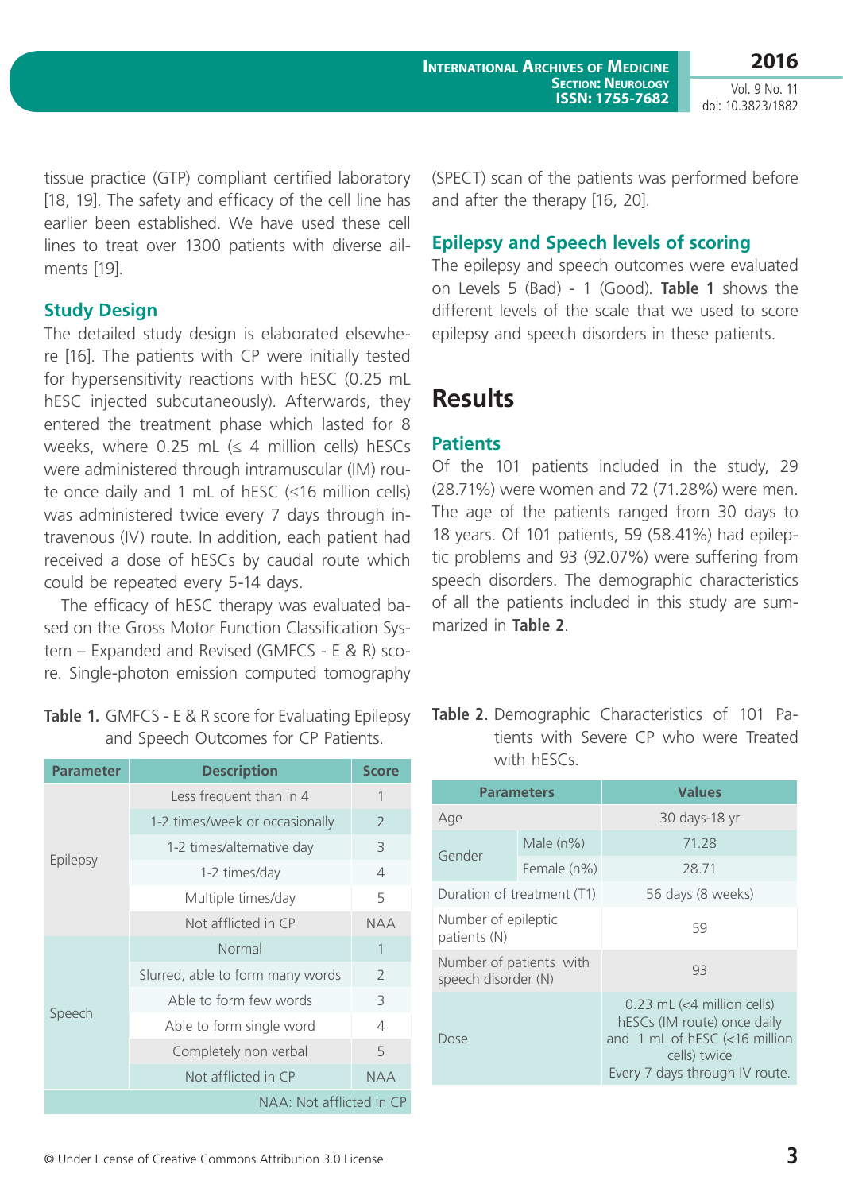tissue practice (GTP) compliant certified laboratory [18, 19]. The safety and efficacy of the cell line has earlier been established. We have used these cell lines to treat over 1300 patients with diverse ailments [19].

### Study Design

The detailed study design is elaborated elsewhere [16]. The patients with CP were initially tested for hypersensitivity reactions with hESC (0.25 mL hESC injected subcutaneously). Afterwards, they entered the treatment phase which lasted for 8 weeks, where 0.25 mL (≤ 4 million cells) hESCs were administered through intramuscular (IM) route once daily and 1 mL of hESC (≤16 million cells) was administered twice every 7 days through intravenous (IV) route. In addition, each patient had received a dose of hESCs by caudal route which could be repeated every 5-14 days.

The efficacy of hESC therapy was evaluated based on the Gross Motor Function Classification System – Expanded and Revised (GMFCS - E & R) score. Single-photon emission computed tomography (SPECT) scan of the patients was performed before and after the therapy [16, 20].

### Epilepsy and Speech levels of scoring

The epilepsy and speech outcomes were evaluated on Levels 5 (Bad) - 1 (Good). **Table 1** shows the different levels of the scale that we used to score epilepsy and speech disorders in these patients.

## Results

### Patients

Of the 101 patients included in the study, 29 (28.71%) were women and 72 (71.28%) were men. The age of the patients ranged from 30 days to 18 years. Of 101 patients, 59 (58.41%) had epileptic problems and 93 (92.07%) were suffering from speech disorders. The demographic characteristics of all the patients included in this study are summarized in **Table 2**.

**Table 1.** GMFCS - E & R score for Evaluating Epilepsy and Speech Outcomes for CP Patients.

| Parameter | Description | Score |
|---|---|---|
| Epilepsy | Less frequent than in 4 | 1 |
| | 1-2 times/week or occasionally | 2 |
| | 1-2 times/alternative day | 3 |
| | 1-2 times/day | 4 |
| | Multiple times/day | 5 |
| | Not afflicted in CP | NAA |
| Speech | Normal | 1 |
| | Slurred, able to form many words | 2 |
| | Able to form few words | 3 |
| | Able to form single word | 4 |
| | Completely non verbal | 5 |
| | Not afflicted in CP | NAA |

NAA: Not afflicted in CP

**Table 2.** Demographic Characteristics of 101 Patients with Severe CP who were Treated with hESCs.

| Parameters | | Values |
|---|---|---|
| Age | | 30 days-18 yr |
| Gender | Male (n%) | 71.28 |
| | Female (n%) | 28.71 |
| Duration of treatment (T1) | | 56 days (8 weeks) |
| Number of epileptic patients (N) | | 59 |
| Number of patients with speech disorder (N) | | 93 |
| Dose | | 0.23 mL (<4 million cells) hESCs (IM route) once daily and 1 mL of hESC (<16 million cells) twice Every 7 days through IV route. |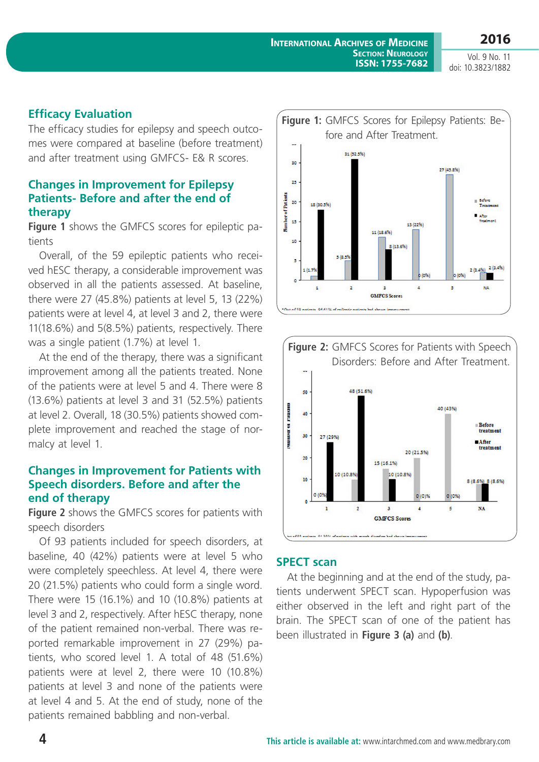## Efficacy Evaluation

The efficacy studies for epilepsy and speech outcomes were compared at baseline (before treatment) and after treatment using GMFCS- E& R scores.

## Changes in Improvement for Epilepsy Patients- Before and after the end of therapy

**Figure 1** shows the GMFCS scores for epileptic patients

Overall, of the 59 epileptic patients who received hESC therapy, a considerable improvement was observed in all the patients assessed. At baseline, there were 27 (45.8%) patients at level 5, 13 (22%) patients were at level 4, at level 3 and 2, there were 11(18.6%) and 5(8.5%) patients, respectively. There was a single patient (1.7%) at level 1.

At the end of the therapy, there was a significant improvement among all the patients treated. None of the patients were at level 5 and 4. There were 8 (13.6%) patients at level 3 and 31 (52.5%) patients at level 2. Overall, 18 (30.5%) patients showed complete improvement and reached the stage of normalcy at level 1.

## Changes in Improvement for Patients with Speech disorders. Before and after the end of therapy

**Figure 2** shows the GMFCS scores for patients with speech disorders

Of 93 patients included for speech disorders, at baseline, 40 (42%) patients were at level 5 who were completely speechless. At level 4, there were 20 (21.5%) patients who could form a single word. There were 15 (16.1%) and 10 (10.8%) patients at level 3 and 2, respectively. After hESC therapy, none of the patient remained non-verbal. There was reported remarkable improvement in 27 (29%) patients, who scored level 1. A total of 48 (51.6%) patients were at level 2, there were 10 (10.8%) patients at level 3 and none of the patients were at level 4 and 5. At the end of study, none of the patients remained babbling and non-verbal.

**Figure 1:** GMFCS Scores for Epilepsy Patients: Before and After Treatment.

**Figure 2:** GMFCS Scores for Patients with Speech Disorders: Before and After Treatment.

## SPECT scan

At the beginning and at the end of the study, patients underwent SPECT scan. Hypoperfusion was either observed in the left and right part of the brain. The SPECT scan of one of the patient has been illustrated in **Figure 3 (a)** and **(b)**.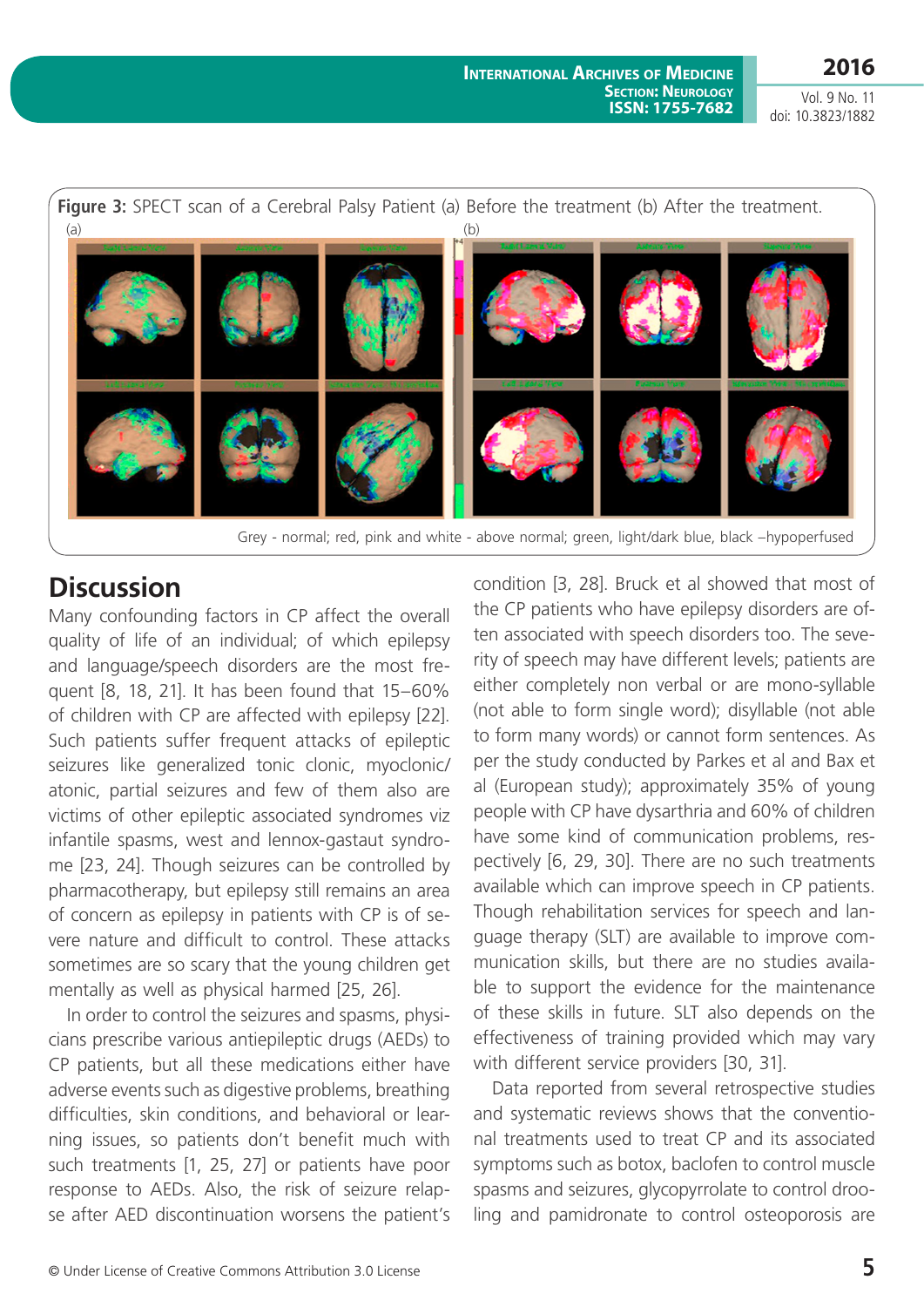Figure 3: SPECT scan of a Cerebral Palsy Patient (a) Before the treatment (b) After the treatment.

Grey - normal; red, pink and white - above normal; green, light/dark blue, black –hypoperfused

## Discussion

Many confounding factors in CP affect the overall quality of life of an individual; of which epilepsy and language/speech disorders are the most frequent [8, 18, 21]. It has been found that 15–60% of children with CP are affected with epilepsy [22]. Such patients suffer frequent attacks of epileptic seizures like generalized tonic clonic, myoclonic/atonic, partial seizures and few of them also are victims of other epileptic associated syndromes viz infantile spasms, west and lennox-gastaut syndrome [23, 24]. Though seizures can be controlled by pharmacotherapy, but epilepsy still remains an area of concern as epilepsy in patients with CP is of severe nature and difficult to control. These attacks sometimes are so scary that the young children get mentally as well as physical harmed [25, 26].

In order to control the seizures and spasms, physicians prescribe various antiepileptic drugs (AEDs) to CP patients, but all these medications either have adverse events such as digestive problems, breathing difficulties, skin conditions, and behavioral or learning issues, so patients don't benefit much with such treatments [1, 25, 27] or patients have poor response to AEDs. Also, the risk of seizure relapse after AED discontinuation worsens the patient's condition [3, 28]. Bruck et al showed that most of the CP patients who have epilepsy disorders are often associated with speech disorders too. The severity of speech may have different levels; patients are either completely non verbal or are mono-syllable (not able to form single word); disyllable (not able to form many words) or cannot form sentences. As per the study conducted by Parkes et al and Bax et al (European study); approximately 35% of young people with CP have dysarthria and 60% of children have some kind of communication problems, respectively [6, 29, 30]. There are no such treatments available which can improve speech in CP patients. Though rehabilitation services for speech and language therapy (SLT) are available to improve communication skills, but there are no studies available to support the evidence for the maintenance of these skills in future. SLT also depends on the effectiveness of training provided which may vary with different service providers [30, 31].

Data reported from several retrospective studies and systematic reviews shows that the conventional treatments used to treat CP and its associated symptoms such as botox, baclofen to control muscle spasms and seizures, glycopyrrolate to control drooling and pamidronate to control osteoporosis are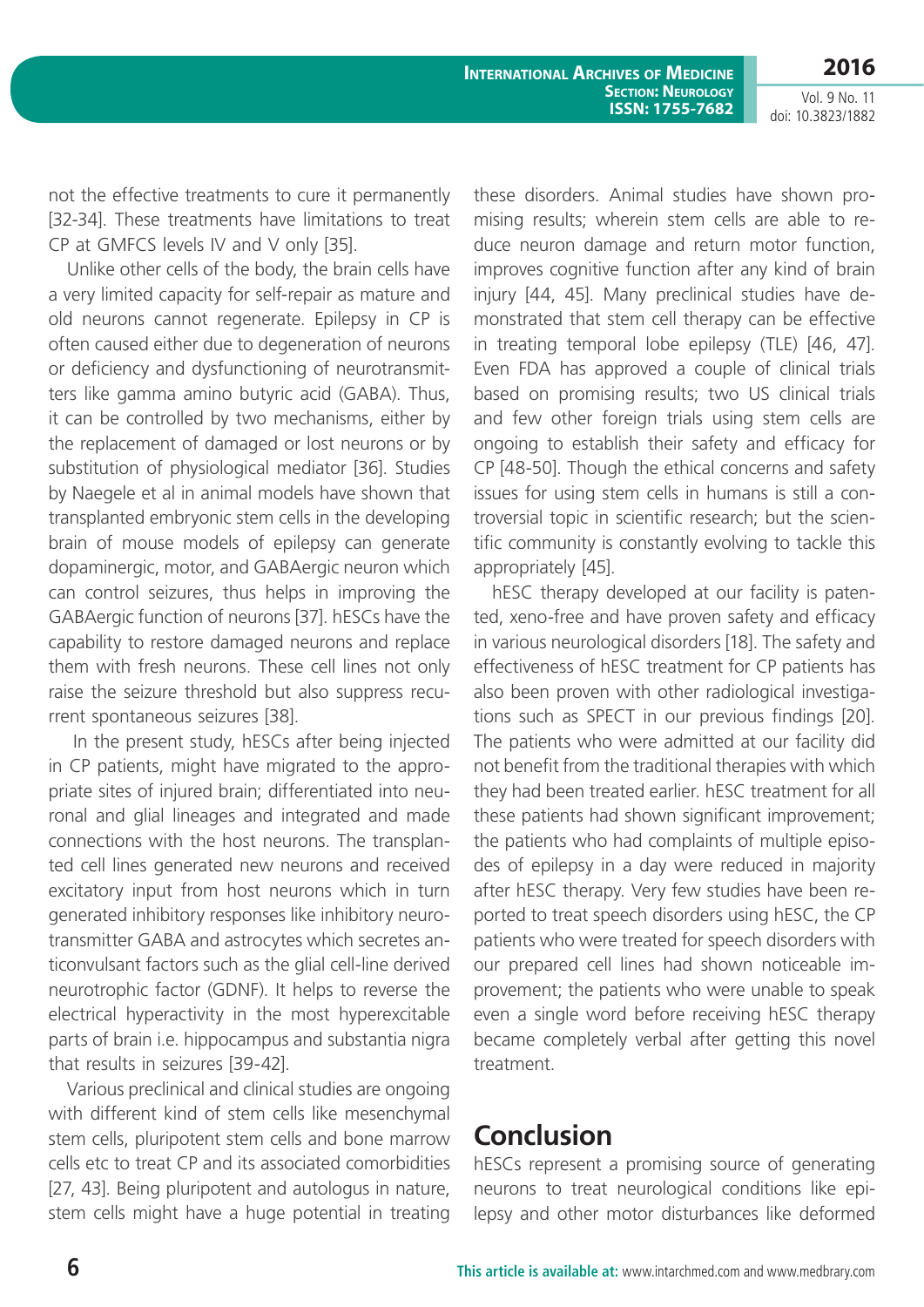not the effective treatments to cure it permanently [32-34]. These treatments have limitations to treat CP at GMFCS levels IV and V only [35].

Unlike other cells of the body, the brain cells have a very limited capacity for self-repair as mature and old neurons cannot regenerate. Epilepsy in CP is often caused either due to degeneration of neurons or deficiency and dysfunctioning of neurotransmitters like gamma amino butyric acid (GABA). Thus, it can be controlled by two mechanisms, either by the replacement of damaged or lost neurons or by substitution of physiological mediator [36]. Studies by Naegele et al in animal models have shown that transplanted embryonic stem cells in the developing brain of mouse models of epilepsy can generate dopaminergic, motor, and GABAergic neuron which can control seizures, thus helps in improving the GABAergic function of neurons [37]. hESCs have the capability to restore damaged neurons and replace them with fresh neurons. These cell lines not only raise the seizure threshold but also suppress recurrent spontaneous seizures [38].

In the present study, hESCs after being injected in CP patients, might have migrated to the appropriate sites of injured brain; differentiated into neuronal and glial lineages and integrated and made connections with the host neurons. The transplanted cell lines generated new neurons and received excitatory input from host neurons which in turn generated inhibitory responses like inhibitory neurotransmitter GABA and astrocytes which secretes anticonvulsant factors such as the glial cell-line derived neurotrophic factor (GDNF). It helps to reverse the electrical hyperactivity in the most hyperexcitable parts of brain i.e. hippocampus and substantia nigra that results in seizures [39-42].

Various preclinical and clinical studies are ongoing with different kind of stem cells like mesenchymal stem cells, pluripotent stem cells and bone marrow cells etc to treat CP and its associated comorbidities [27, 43]. Being pluripotent and autologus in nature, stem cells might have a huge potential in treating these disorders. Animal studies have shown promising results; wherein stem cells are able to reduce neuron damage and return motor function, improves cognitive function after any kind of brain injury [44, 45]. Many preclinical studies have demonstrated that stem cell therapy can be effective in treating temporal lobe epilepsy (TLE) [46, 47]. Even FDA has approved a couple of clinical trials based on promising results; two US clinical trials and few other foreign trials using stem cells are ongoing to establish their safety and efficacy for CP [48-50]. Though the ethical concerns and safety issues for using stem cells in humans is still a controversial topic in scientific research; but the scientific community is constantly evolving to tackle this appropriately [45].

hESC therapy developed at our facility is patented, xeno-free and have proven safety and efficacy in various neurological disorders [18]. The safety and effectiveness of hESC treatment for CP patients has also been proven with other radiological investigations such as SPECT in our previous findings [20]. The patients who were admitted at our facility did not benefit from the traditional therapies with which they had been treated earlier. hESC treatment for all these patients had shown significant improvement; the patients who had complaints of multiple episodes of epilepsy in a day were reduced in majority after hESC therapy. Very few studies have been reported to treat speech disorders using hESC, the CP patients who were treated for speech disorders with our prepared cell lines had shown noticeable improvement; the patients who were unable to speak even a single word before receiving hESC therapy became completely verbal after getting this novel treatment.

## Conclusion

hESCs represent a promising source of generating neurons to treat neurological conditions like epilepsy and other motor disturbances like deformed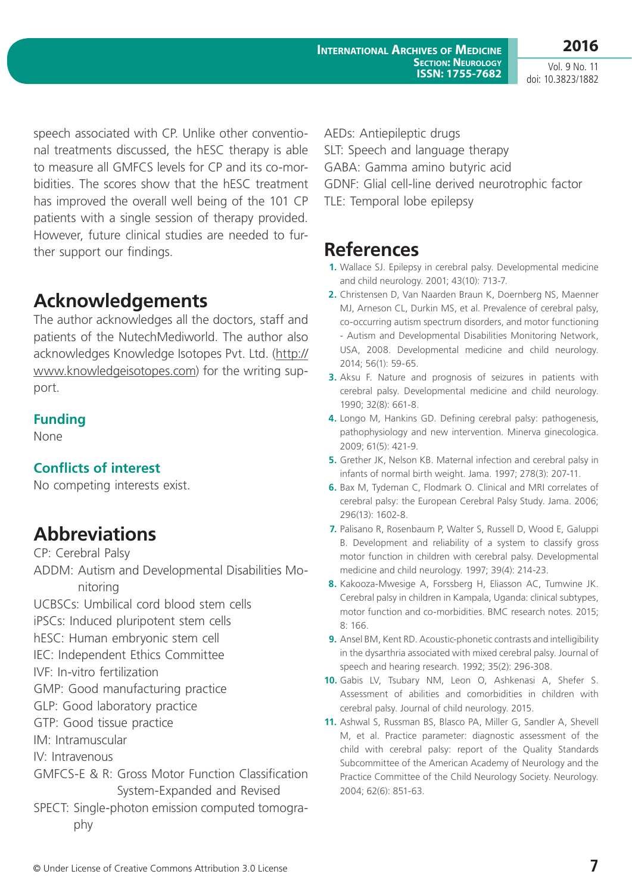speech associated with CP. Unlike other conventional treatments discussed, the hESC therapy is able to measure all GMFCS levels for CP and its co-morbidities. The scores show that the hESC treatment has improved the overall well being of the 101 CP patients with a single session of therapy provided. However, future clinical studies are needed to further support our findings.

## Acknowledgements

The author acknowledges all the doctors, staff and patients of the NutechMediworld. The author also acknowledges Knowledge Isotopes Pvt. Ltd. (http://www.knowledgeisotopes.com) for the writing support.

### Funding

None

### Conflicts of interest

No competing interests exist.

## Abbreviations

CP: Cerebral Palsy
ADDM: Autism and Developmental Disabilities Monitoring
UCBSCs: Umbilical cord blood stem cells
iPSCs: Induced pluripotent stem cells
hESC: Human embryonic stem cell
IEC: Independent Ethics Committee
IVF: In-vitro fertilization
GMP: Good manufacturing practice
GLP: Good laboratory practice
GTP: Good tissue practice
IM: Intramuscular
IV: Intravenous
GMFCS-E & R: Gross Motor Function Classification System-Expanded and Revised
SPECT: Single-photon emission computed tomography
AEDs: Antiepileptic drugs
SLT: Speech and language therapy
GABA: Gamma amino butyric acid
GDNF: Glial cell-line derived neurotrophic factor
TLE: Temporal lobe epilepsy

## References

1. Wallace SJ. Epilepsy in cerebral palsy. Developmental medicine and child neurology. 2001; 43(10): 713-7.
2. Christensen D, Van Naarden Braun K, Doernberg NS, Maenner MJ, Arneson CL, Durkin MS, et al. Prevalence of cerebral palsy, co-occurring autism spectrum disorders, and motor functioning - Autism and Developmental Disabilities Monitoring Network, USA, 2008. Developmental medicine and child neurology. 2014; 56(1): 59-65.
3. Aksu F. Nature and prognosis of seizures in patients with cerebral palsy. Developmental medicine and child neurology. 1990; 32(8): 661-8.
4. Longo M, Hankins GD. Defining cerebral palsy: pathogenesis, pathophysiology and new intervention. Minerva ginecologica. 2009; 61(5): 421-9.
5. Grether JK, Nelson KB. Maternal infection and cerebral palsy in infants of normal birth weight. Jama. 1997; 278(3): 207-11.
6. Bax M, Tydeman C, Flodmark O. Clinical and MRI correlates of cerebral palsy: the European Cerebral Palsy Study. Jama. 2006; 296(13): 1602-8.
7. Palisano R, Rosenbaum P, Walter S, Russell D, Wood E, Galuppi B. Development and reliability of a system to classify gross motor function in children with cerebral palsy. Developmental medicine and child neurology. 1997; 39(4): 214-23.
8. Kakooza-Mwesige A, Forssberg H, Eliasson AC, Tumwine JK. Cerebral palsy in children in Kampala, Uganda: clinical subtypes, motor function and co-morbidities. BMC research notes. 2015; 8: 166.
9. Ansel BM, Kent RD. Acoustic-phonetic contrasts and intelligibility in the dysarthria associated with mixed cerebral palsy. Journal of speech and hearing research. 1992; 35(2): 296-308.
10. Gabis LV, Tsubary NM, Leon O, Ashkenasi A, Shefer S. Assessment of abilities and comorbidities in children with cerebral palsy. Journal of child neurology. 2015.
11. Ashwal S, Russman BS, Blasco PA, Miller G, Sandler A, Shevell M, et al. Practice parameter: diagnostic assessment of the child with cerebral palsy: report of the Quality Standards Subcommittee of the American Academy of Neurology and the Practice Committee of the Child Neurology Society. Neurology. 2004; 62(6): 851-63.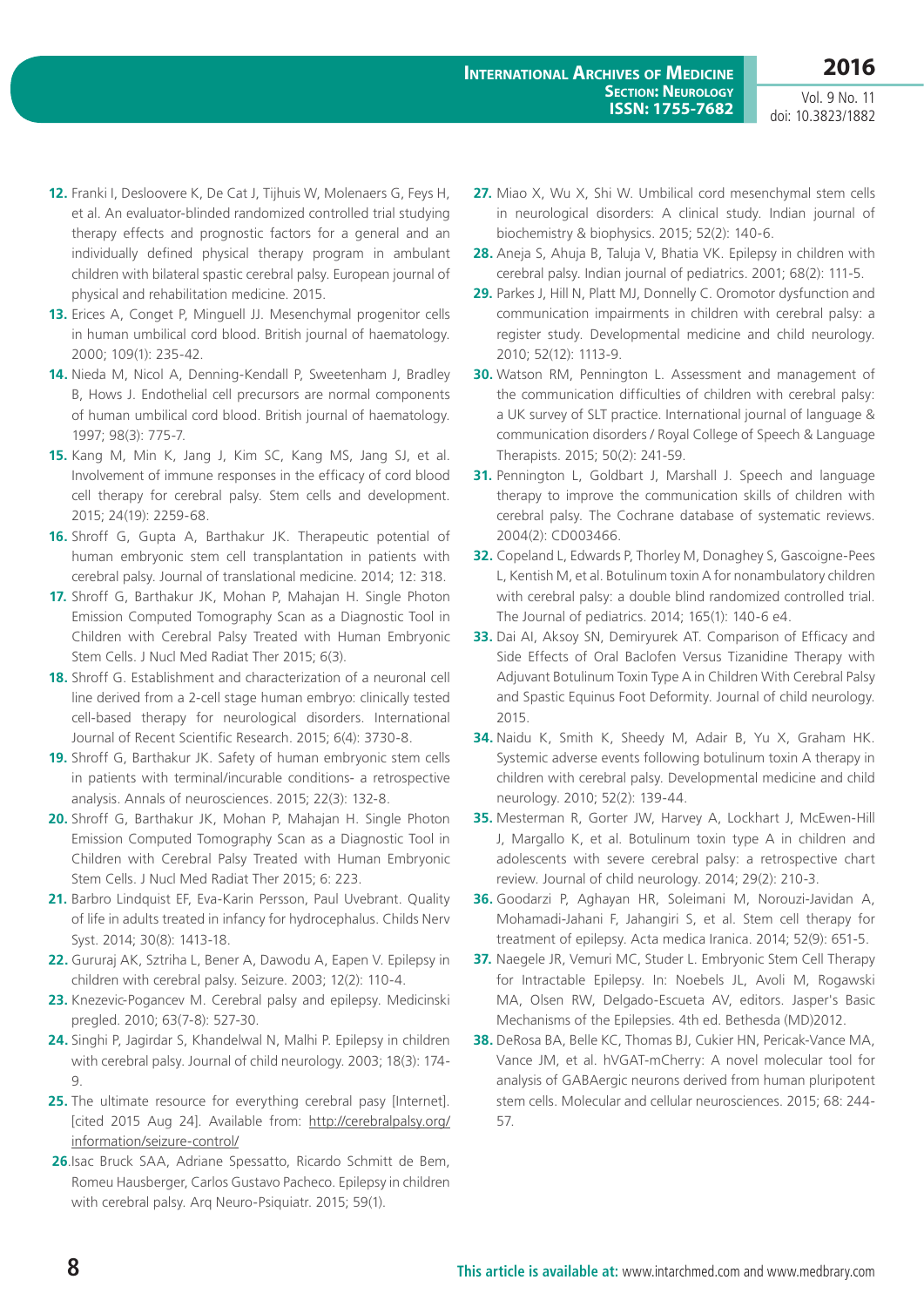12. Franki I, Desloovere K, De Cat J, Tijhuis W, Molenaers G, Feys H, et al. An evaluator-blinded randomized controlled trial studying therapy effects and prognostic factors for a general and an individually defined physical therapy program in ambulant children with bilateral spastic cerebral palsy. European journal of physical and rehabilitation medicine. 2015.
13. Erices A, Conget P, Minguell JJ. Mesenchymal progenitor cells in human umbilical cord blood. British journal of haematology. 2000; 109(1): 235-42.
14. Nieda M, Nicol A, Denning-Kendall P, Sweetenham J, Bradley B, Hows J. Endothelial cell precursors are normal components of human umbilical cord blood. British journal of haematology. 1997; 98(3): 775-7.
15. Kang M, Min K, Jang J, Kim SC, Kang MS, Jang SJ, et al. Involvement of immune responses in the efficacy of cord blood cell therapy for cerebral palsy. Stem cells and development. 2015; 24(19): 2259-68.
16. Shroff G, Gupta A, Barthakur JK. Therapeutic potential of human embryonic stem cell transplantation in patients with cerebral palsy. Journal of translational medicine. 2014; 12: 318.
17. Shroff G, Barthakur JK, Mohan P, Mahajan H. Single Photon Emission Computed Tomography Scan as a Diagnostic Tool in Children with Cerebral Palsy Treated with Human Embryonic Stem Cells. J Nucl Med Radiat Ther 2015; 6(3).
18. Shroff G. Establishment and characterization of a neuronal cell line derived from a 2-cell stage human embryo: clinically tested cell-based therapy for neurological disorders. International Journal of Recent Scientific Research. 2015; 6(4): 3730-8.
19. Shroff G, Barthakur JK. Safety of human embryonic stem cells in patients with terminal/incurable conditions- a retrospective analysis. Annals of neurosciences. 2015; 22(3): 132-8.
20. Shroff G, Barthakur JK, Mohan P, Mahajan H. Single Photon Emission Computed Tomography Scan as a Diagnostic Tool in Children with Cerebral Palsy Treated with Human Embryonic Stem Cells. J Nucl Med Radiat Ther 2015; 6: 223.
21. Barbro Lindquist EF, Eva-Karin Persson, Paul Uvebrant. Quality of life in adults treated in infancy for hydrocephalus. Childs Nerv Syst. 2014; 30(8): 1413-18.
22. Gururaj AK, Sztriha L, Bener A, Dawodu A, Eapen V. Epilepsy in children with cerebral palsy. Seizure. 2003; 12(2): 110-4.
23. Knezevic-Pogancev M. Cerebral palsy and epilepsy. Medicinski pregled. 2010; 63(7-8): 527-30.
24. Singhi P, Jagirdar S, Khandelwal N, Malhi P. Epilepsy in children with cerebral palsy. Journal of child neurology. 2003; 18(3): 174-9.
25. The ultimate resource for everything cerebral pasy [Internet]. [cited 2015 Aug 24]. Available from: http://cerebralpalsy.org/information/seizure-control/
26. Isac Bruck SAA, Adriane Spessatto, Ricardo Schmitt de Bem, Romeu Hausberger, Carlos Gustavo Pacheco. Epilepsy in children with cerebral palsy. Arq Neuro-Psiquiatr. 2015; 59(1).
27. Miao X, Wu X, Shi W. Umbilical cord mesenchymal stem cells in neurological disorders: A clinical study. Indian journal of biochemistry & biophysics. 2015; 52(2): 140-6.
28. Aneja S, Ahuja B, Taluja V, Bhatia VK. Epilepsy in children with cerebral palsy. Indian journal of pediatrics. 2001; 68(2): 111-5.
29. Parkes J, Hill N, Platt MJ, Donnelly C. Oromotor dysfunction and communication impairments in children with cerebral palsy: a register study. Developmental medicine and child neurology. 2010; 52(12): 1113-9.
30. Watson RM, Pennington L. Assessment and management of the communication difficulties of children with cerebral palsy: a UK survey of SLT practice. International journal of language & communication disorders / Royal College of Speech & Language Therapists. 2015; 50(2): 241-59.
31. Pennington L, Goldbart J, Marshall J. Speech and language therapy to improve the communication skills of children with cerebral palsy. The Cochrane database of systematic reviews. 2004(2): CD003466.
32. Copeland L, Edwards P, Thorley M, Donaghey S, Gascoigne-Pees L, Kentish M, et al. Botulinum toxin A for nonambulatory children with cerebral palsy: a double blind randomized controlled trial. The Journal of pediatrics. 2014; 165(1): 140-6 e4.
33. Dai AI, Aksoy SN, Demiryurek AT. Comparison of Efficacy and Side Effects of Oral Baclofen Versus Tizanidine Therapy with Adjuvant Botulinum Toxin Type A in Children With Cerebral Palsy and Spastic Equinus Foot Deformity. Journal of child neurology. 2015.
34. Naidu K, Smith K, Sheedy M, Adair B, Yu X, Graham HK. Systemic adverse events following botulinum toxin A therapy in children with cerebral palsy. Developmental medicine and child neurology. 2010; 52(2): 139-44.
35. Mesterman R, Gorter JW, Harvey A, Lockhart J, McEwen-Hill J, Margallo K, et al. Botulinum toxin type A in children and adolescents with severe cerebral palsy: a retrospective chart review. Journal of child neurology. 2014; 29(2): 210-3.
36. Goodarzi P, Aghayan HR, Soleimani M, Norouzi-Javidan A, Mohamadi-Jahani F, Jahangiri S, et al. Stem cell therapy for treatment of epilepsy. Acta medica Iranica. 2014; 52(9): 651-5.
37. Naegele JR, Vemuri MC, Studer L. Embryonic Stem Cell Therapy for Intractable Epilepsy. In: Noebels JL, Avoli M, Rogawski MA, Olsen RW, Delgado-Escueta AV, editors. Jasper's Basic Mechanisms of the Epilepsies. 4th ed. Bethesda (MD)2012.
38. DeRosa BA, Belle KC, Thomas BJ, Cukier HN, Pericak-Vance MA, Vance JM, et al. hVGAT-mCherry: A novel molecular tool for analysis of GABAergic neurons derived from human pluripotent stem cells. Molecular and cellular neurosciences. 2015; 68: 244-57.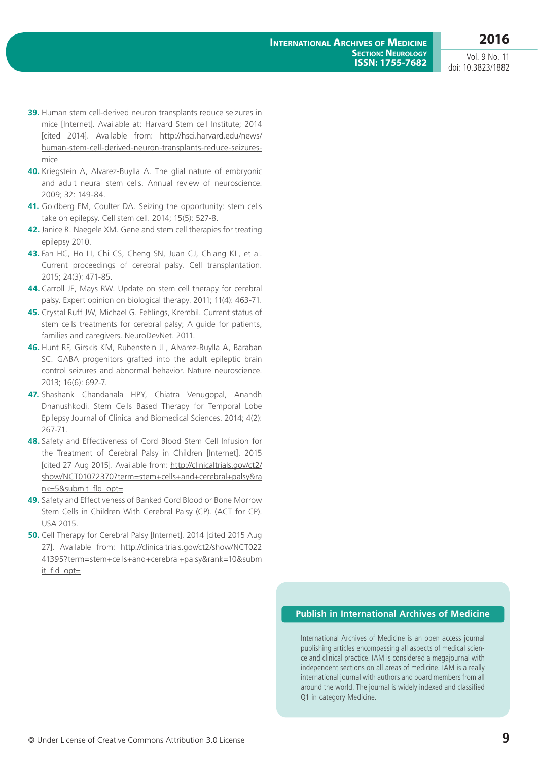39. Human stem cell-derived neuron transplants reduce seizures in mice [Internet]. Available at: Harvard Stem cell Institute; 2014 [cited 2014]. Available from: http://hsci.harvard.edu/news/human-stem-cell-derived-neuron-transplants-reduce-seizures-mice
40. Kriegstein A, Alvarez-Buylla A. The glial nature of embryonic and adult neural stem cells. Annual review of neuroscience. 2009; 32: 149-84.
41. Goldberg EM, Coulter DA. Seizing the opportunity: stem cells take on epilepsy. Cell stem cell. 2014; 15(5): 527-8.
42. Janice R. Naegele XM. Gene and stem cell therapies for treating epilepsy 2010.
43. Fan HC, Ho LI, Chi CS, Cheng SN, Juan CJ, Chiang KL, et al. Current proceedings of cerebral palsy. Cell transplantation. 2015; 24(3): 471-85.
44. Carroll JE, Mays RW. Update on stem cell therapy for cerebral palsy. Expert opinion on biological therapy. 2011; 11(4): 463-71.
45. Crystal Ruff JW, Michael G. Fehlings, Krembil. Current status of stem cells treatments for cerebral palsy; A guide for patients, families and caregivers. NeuroDevNet. 2011.
46. Hunt RF, Girskis KM, Rubenstein JL, Alvarez-Buylla A, Baraban SC. GABA progenitors grafted into the adult epileptic brain control seizures and abnormal behavior. Nature neuroscience. 2013; 16(6): 692-7.
47. Shashank Chandanala HPY, Chiatra Venugopal, Anandh Dhanushkodi. Stem Cells Based Therapy for Temporal Lobe Epilepsy Journal of Clinical and Biomedical Sciences. 2014; 4(2): 267-71.
48. Safety and Effectiveness of Cord Blood Stem Cell Infusion for the Treatment of Cerebral Palsy in Children [Internet]. 2015 [cited 27 Aug 2015]. Available from: http://clinicaltrials.gov/ct2/show/NCT01072370?term=stem+cells+and+cerebral+palsy&rank=5&submit_fld_opt=
49. Safety and Effectiveness of Banked Cord Blood or Bone Morrow Stem Cells in Children With Cerebral Palsy (CP). (ACT for CP). USA 2015.
50. Cell Therapy for Cerebral Palsy [Internet]. 2014 [cited 2015 Aug 27]. Available from: http://clinicaltrials.gov/ct2/show/NCT02241395?term=stem+cells+and+cerebral+palsy&rank=10&submit_fld_opt=

**Publish in International Archives of Medicine**

International Archives of Medicine is an open access journal publishing articles encompassing all aspects of medical science and clinical practice. IAM is considered a megajournal with independent sections on all areas of medicine. IAM is a really international journal with authors and board members from all around the world. The journal is widely indexed and classified Q1 in category Medicine.